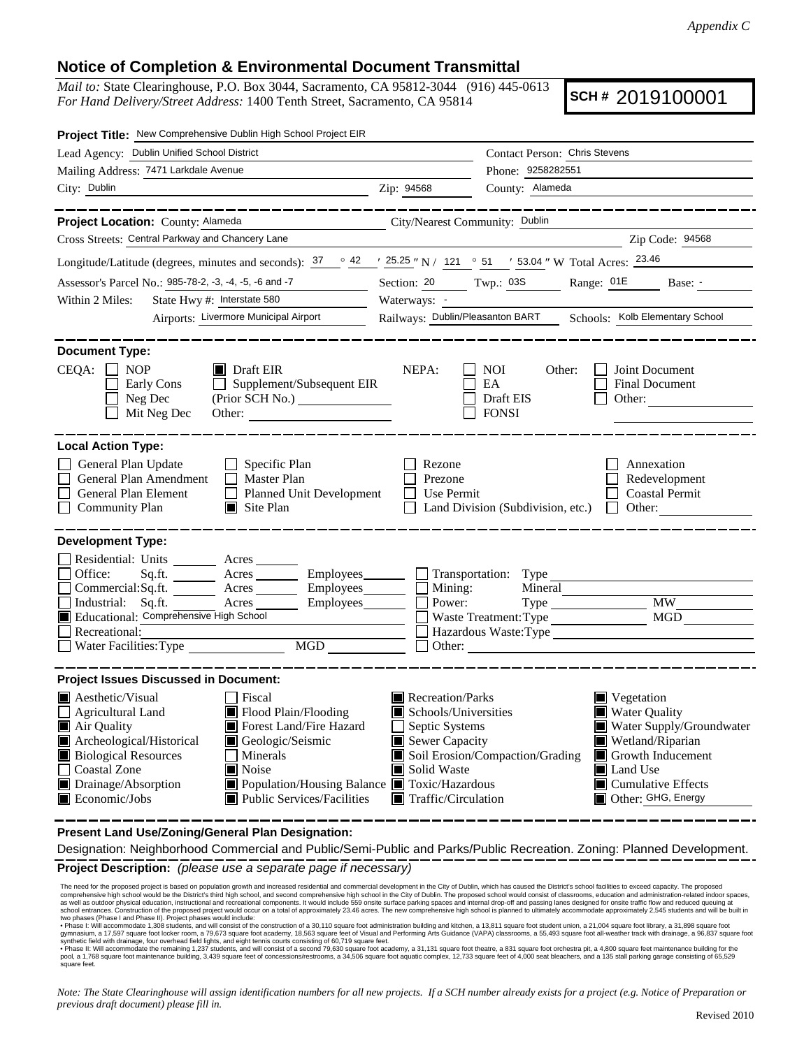*Appendix C*

## Notice of Completion & Environmental Document Transmittal

*Mail to:* State Clearinghouse, P.O. Box 3044, Sacramento, CA 95812-3044 (916) 445-0613
*For Hand Delivery/Street Address:* 1400 Tenth Street, Sacramento, CA 95814

**SCH # 2019100001**

**Project Title:** New Comprehensive Dublin High School Project EIR

Lead Agency: Dublin Unified School District — Contact Person: Chris Stevens

Mailing Address: 7471 Larkdale Avenue — Phone: 9258282551

City: Dublin — Zip: 94568 — County: Alameda

**Project Location:** County: Alameda — City/Nearest Community: Dublin

Cross Streets: Central Parkway and Chancery Lane — Zip Code: 94568

Longitude/Latitude (degrees, minutes and seconds): 37 ° 42 ′ 25.25 ″ N / 121 ° 51 ′ 53.04 ″ W Total Acres: 23.46

Assessor's Parcel No.: 985-78-2, -3, -4, -5, -6 and -7 — Section: 20 — Twp.: 03S — Range: 01E — Base: -

Within 2 Miles: State Hwy #: Interstate 580 — Waterways: -

Airports: Livermore Municipal Airport — Railways: Dublin/Pleasanton BART — Schools: Kolb Elementary School

**Document Type:**

CEQA: ☐ NOP ☐ Early Cons ☐ Neg Dec ☐ Mit Neg Dec ■ Draft EIR ☐ Supplement/Subsequent EIR (Prior SCH No.) ______ Other: ______

NEPA: ☐ NOI ☐ EA ☐ Draft EIS ☐ FONSI

Other: ☐ Joint Document ☐ Final Document ☐ Other: ______

**Local Action Type:**

☐ General Plan Update ☐ General Plan Amendment ☐ General Plan Element ☐ Community Plan ☐ Specific Plan ☐ Master Plan ☐ Planned Unit Development ■ Site Plan ☐ Rezone ☐ Prezone ☐ Use Permit ☐ Land Division (Subdivision, etc.) ☐ Annexation ☐ Redevelopment ☐ Coastal Permit ☐ Other: ______

**Development Type:**

☐ Residential: Units ______ Acres ______
☐ Office: Sq.ft. ______ Acres ______ Employees ______
☐ Commercial: Sq.ft. ______ Acres ______ Employees ______
☐ Industrial: Sq.ft. ______ Acres ______ Employees ______
■ Educational: Comprehensive High School
☐ Recreational: ______
☐ Water Facilities: Type ______ MGD ______
☐ Transportation: Type ______
☐ Mining: Mineral ______
☐ Power: Type ______ MW ______
☐ Waste Treatment: Type ______ MGD ______
☐ Hazardous Waste: Type ______
☐ Other: ______

**Project Issues Discussed in Document:**

■ Aesthetic/Visual ☐ Agricultural Land ■ Air Quality ■ Archeological/Historical ■ Biological Resources ☐ Coastal Zone ■ Drainage/Absorption ■ Economic/Jobs ☐ Fiscal ■ Flood Plain/Flooding ■ Forest Land/Fire Hazard ■ Geologic/Seismic ☐ Minerals ■ Noise ■ Population/Housing Balance ■ Public Services/Facilities ■ Recreation/Parks ■ Schools/Universities ☐ Septic Systems ■ Sewer Capacity ■ Soil Erosion/Compaction/Grading ■ Solid Waste ■ Toxic/Hazardous ■ Traffic/Circulation ■ Vegetation ■ Water Quality ■ Water Supply/Groundwater ■ Wetland/Riparian ■ Growth Inducement ■ Land Use ■ Cumulative Effects ■ Other: GHG, Energy

**Present Land Use/Zoning/General Plan Designation:**

Designation: Neighborhood Commercial and Public/Semi-Public and Parks/Public Recreation. Zoning: Planned Development.

**Project Description:** *(please use a separate page if necessary)*

The need for the proposed project is based on population growth and increased residential and commercial development in the City of Dublin, which has caused the District's school facilities to exceed capacity. The proposed comprehensive high school would be the District's third high school, and second comprehensive high school in the City of Dublin. The proposed school would consist of classrooms, education and administration-related indoor spaces, as well as outdoor physical education, instructional and recreational components. It would include 559 onsite surface parking spaces and internal drop-off and passing lanes designed for onsite traffic flow and reduced queuing at school entrances. Construction of the proposed project would occur on a total of approximately 23.46 acres. The new comprehensive high school is planned to ultimately accommodate approximately 2,545 students and will be built in two phases (Phase I and Phase II). Project phases would include:

- Phase I: Will accommodate 1,308 students, and will consist of the construction of a 30,110 square foot administration building and kitchen, a 13,811 square foot student union, a 21,004 square foot library, a 31,898 square foot gymnasium, a 17,597 square foot locker room, a 79,673 square foot academy, 18,563 square feet of Visual and Performing Arts Guidance (VAPA) classrooms, a 55,493 square foot all-weather track with drainage, a 96,837 square foot synthetic field with drainage, four overhead field lights, and eight tennis courts consisting of 60,719 square feet.
- Phase II: Will accommodate the remaining 1,237 students, and will consist of a second 79,630 square foot academy, a 31,131 square foot theatre, a 831 square foot orchestra pit, a 4,800 square feet maintenance building for the pool, a 1,768 square foot maintenance building, 3,439 square feet of concessions/restrooms, a 34,506 square foot aquatic complex, 12,733 square feet of 4,000 seat bleachers, and a 135 stall parking garage consisting of 65,529 square feet.

*Note: The State Clearinghouse will assign identification numbers for all new projects. If a SCH number already exists for a project (e.g. Notice of Preparation or previous draft document) please fill in.*

Revised 2010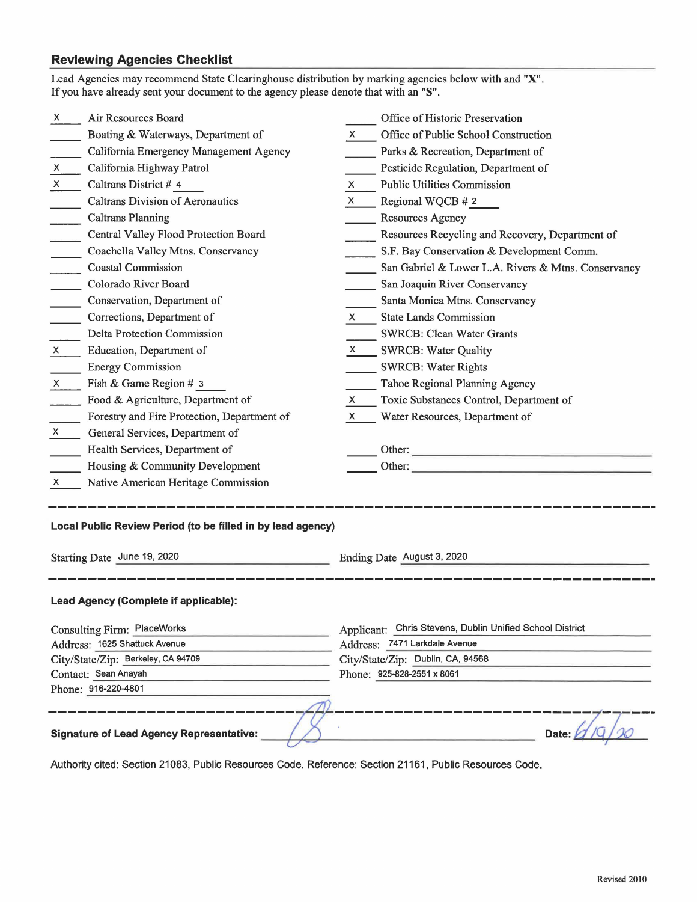## Reviewing Agencies Checklist

Lead Agencies may recommend State Clearinghouse distribution by marking agencies below with and "X".
If you have already sent your document to the agency please denote that with an "S".

- X Air Resources Board
- ___ Boating & Waterways, Department of
- ___ California Emergency Management Agency
- X California Highway Patrol
- X Caltrans District # 4
- ___ Caltrans Division of Aeronautics
- ___ Caltrans Planning
- ___ Central Valley Flood Protection Board
- ___ Coachella Valley Mtns. Conservancy
- ___ Coastal Commission
- ___ Colorado River Board
- ___ Conservation, Department of
- ___ Corrections, Department of
- ___ Delta Protection Commission
- X Education, Department of
- ___ Energy Commission
- X Fish & Game Region # 3
- ___ Food & Agriculture, Department of
- ___ Forestry and Fire Protection, Department of
- X General Services, Department of
- ___ Health Services, Department of
- ___ Housing & Community Development
- X Native American Heritage Commission
- ___ Office of Historic Preservation
- X Office of Public School Construction
- ___ Parks & Recreation, Department of
- ___ Pesticide Regulation, Department of
- X Public Utilities Commission
- X Regional WQCB # 2
- ___ Resources Agency
- ___ Resources Recycling and Recovery, Department of
- ___ S.F. Bay Conservation & Development Comm.
- ___ San Gabriel & Lower L.A. Rivers & Mtns. Conservancy
- ___ San Joaquin River Conservancy
- ___ Santa Monica Mtns. Conservancy
- X State Lands Commission
- ___ SWRCB: Clean Water Grants
- X SWRCB: Water Quality
- ___ SWRCB: Water Rights
- ___ Tahoe Regional Planning Agency
- X Toxic Substances Control, Department of
- X Water Resources, Department of
- ___ Other: ___
- ___ Other: ___

---

**Local Public Review Period (to be filled in by lead agency)**

Starting Date June 19, 2020

Ending Date August 3, 2020

---

**Lead Agency (Complete if applicable):**

Consulting Firm: PlaceWorks
Address: 1625 Shattuck Avenue
City/State/Zip: Berkeley, CA 94709
Contact: Sean Anayah
Phone: 916-220-4801

Applicant: Chris Stevens, Dublin Unified School District
Address: 7471 Larkdale Avenue
City/State/Zip: Dublin, CA, 94568
Phone: 925-828-2551 x 8061

---

**Signature of Lead Agency Representative:** [signature]

**Date:** 6/19/20

Authority cited: Section 21083, Public Resources Code. Reference: Section 21161, Public Resources Code.

Revised 2010